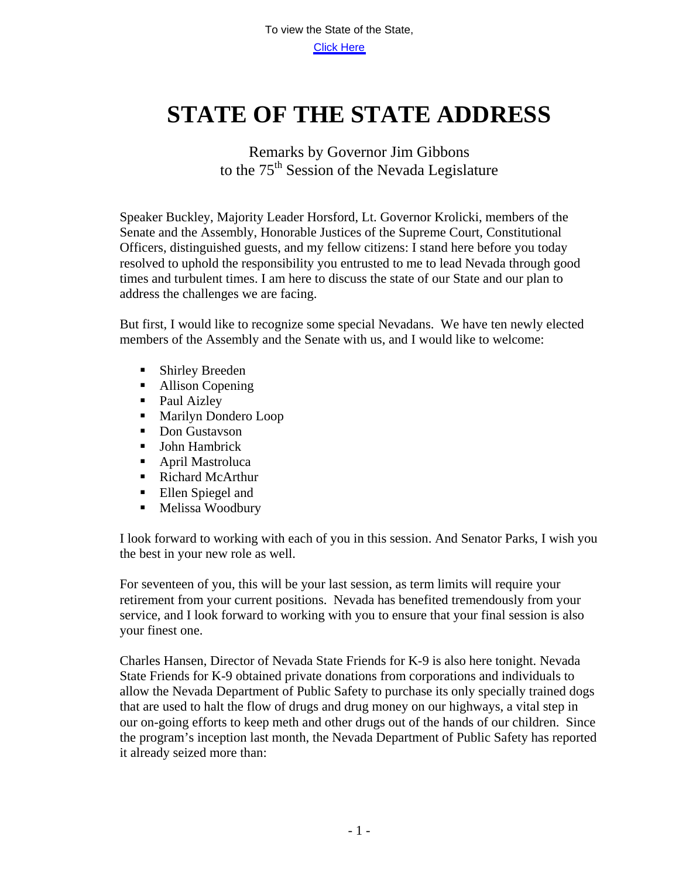To view the State of the State,

Click Here

# STATE OF THE STATE ADDRESS

Remarks by Governor Jim Gibbons
to the 75th Session of the Nevada Legislature

Speaker Buckley, Majority Leader Horsford, Lt. Governor Krolicki, members of the Senate and the Assembly, Honorable Justices of the Supreme Court, Constitutional Officers, distinguished guests, and my fellow citizens: I stand here before you today resolved to uphold the responsibility you entrusted to me to lead Nevada through good times and turbulent times. I am here to discuss the state of our State and our plan to address the challenges we are facing.

But first, I would like to recognize some special Nevadans. We have ten newly elected members of the Assembly and the Senate with us, and I would like to welcome:

- Shirley Breeden
- Allison Copening
- Paul Aizley
- Marilyn Dondero Loop
- Don Gustavson
- John Hambrick
- April Mastroluca
- Richard McArthur
- Ellen Spiegel and
- Melissa Woodbury

I look forward to working with each of you in this session. And Senator Parks, I wish you the best in your new role as well.

For seventeen of you, this will be your last session, as term limits will require your retirement from your current positions. Nevada has benefited tremendously from your service, and I look forward to working with you to ensure that your final session is also your finest one.

Charles Hansen, Director of Nevada State Friends for K-9 is also here tonight. Nevada State Friends for K-9 obtained private donations from corporations and individuals to allow the Nevada Department of Public Safety to purchase its only specially trained dogs that are used to halt the flow of drugs and drug money on our highways, a vital step in our on-going efforts to keep meth and other drugs out of the hands of our children. Since the program's inception last month, the Nevada Department of Public Safety has reported it already seized more than: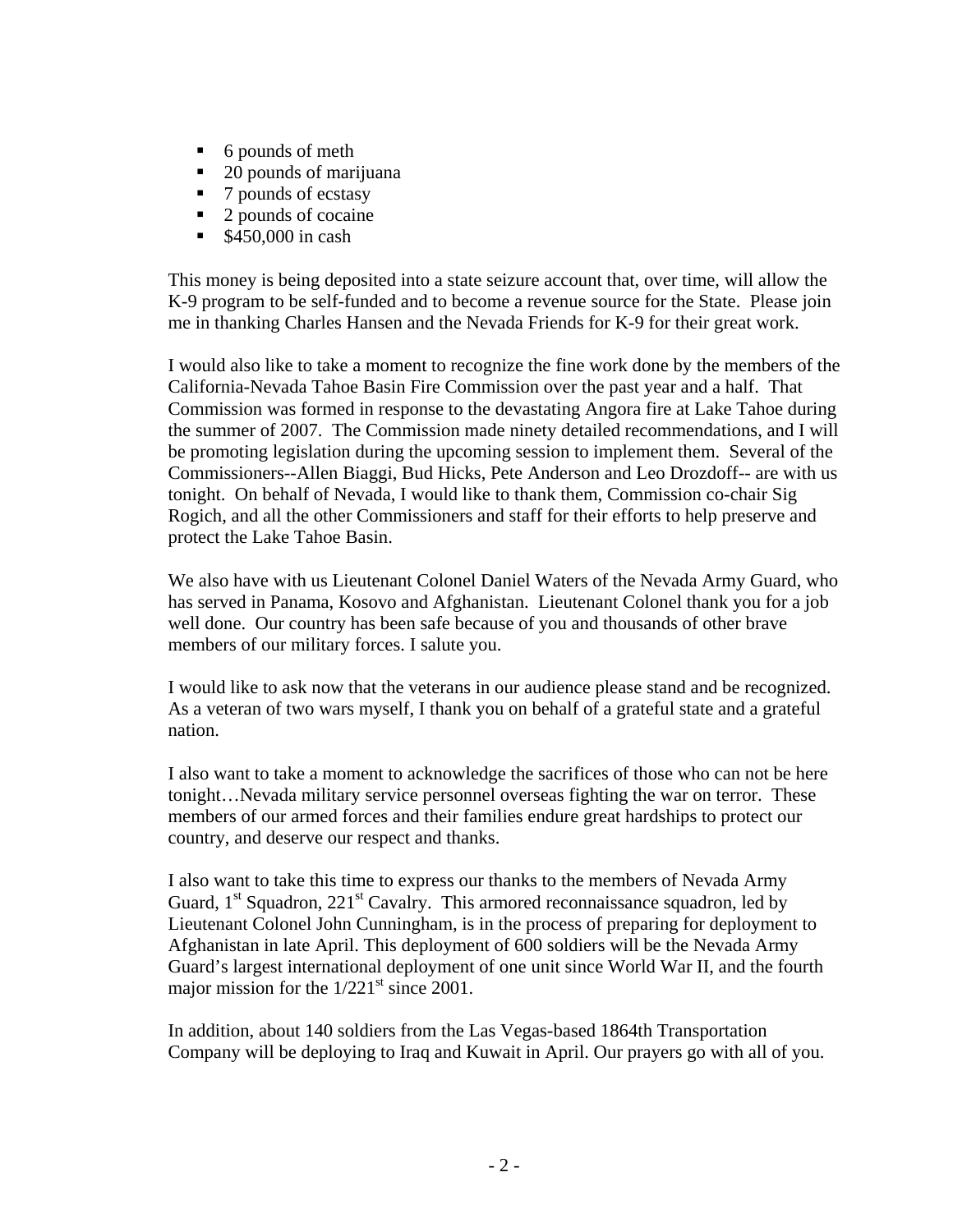- 6 pounds of meth
- 20 pounds of marijuana
- 7 pounds of ecstasy
- 2 pounds of cocaine
- $450,000 in cash

This money is being deposited into a state seizure account that, over time, will allow the K-9 program to be self-funded and to become a revenue source for the State. Please join me in thanking Charles Hansen and the Nevada Friends for K-9 for their great work.

I would also like to take a moment to recognize the fine work done by the members of the California-Nevada Tahoe Basin Fire Commission over the past year and a half. That Commission was formed in response to the devastating Angora fire at Lake Tahoe during the summer of 2007. The Commission made ninety detailed recommendations, and I will be promoting legislation during the upcoming session to implement them. Several of the Commissioners--Allen Biaggi, Bud Hicks, Pete Anderson and Leo Drozdoff-- are with us tonight. On behalf of Nevada, I would like to thank them, Commission co-chair Sig Rogich, and all the other Commissioners and staff for their efforts to help preserve and protect the Lake Tahoe Basin.

We also have with us Lieutenant Colonel Daniel Waters of the Nevada Army Guard, who has served in Panama, Kosovo and Afghanistan. Lieutenant Colonel thank you for a job well done. Our country has been safe because of you and thousands of other brave members of our military forces. I salute you.

I would like to ask now that the veterans in our audience please stand and be recognized. As a veteran of two wars myself, I thank you on behalf of a grateful state and a grateful nation.

I also want to take a moment to acknowledge the sacrifices of those who can not be here tonight…Nevada military service personnel overseas fighting the war on terror. These members of our armed forces and their families endure great hardships to protect our country, and deserve our respect and thanks.

I also want to take this time to express our thanks to the members of Nevada Army Guard, 1st Squadron, 221st Cavalry. This armored reconnaissance squadron, led by Lieutenant Colonel John Cunningham, is in the process of preparing for deployment to Afghanistan in late April. This deployment of 600 soldiers will be the Nevada Army Guard's largest international deployment of one unit since World War II, and the fourth major mission for the 1/221st since 2001.

In addition, about 140 soldiers from the Las Vegas-based 1864th Transportation Company will be deploying to Iraq and Kuwait in April. Our prayers go with all of you.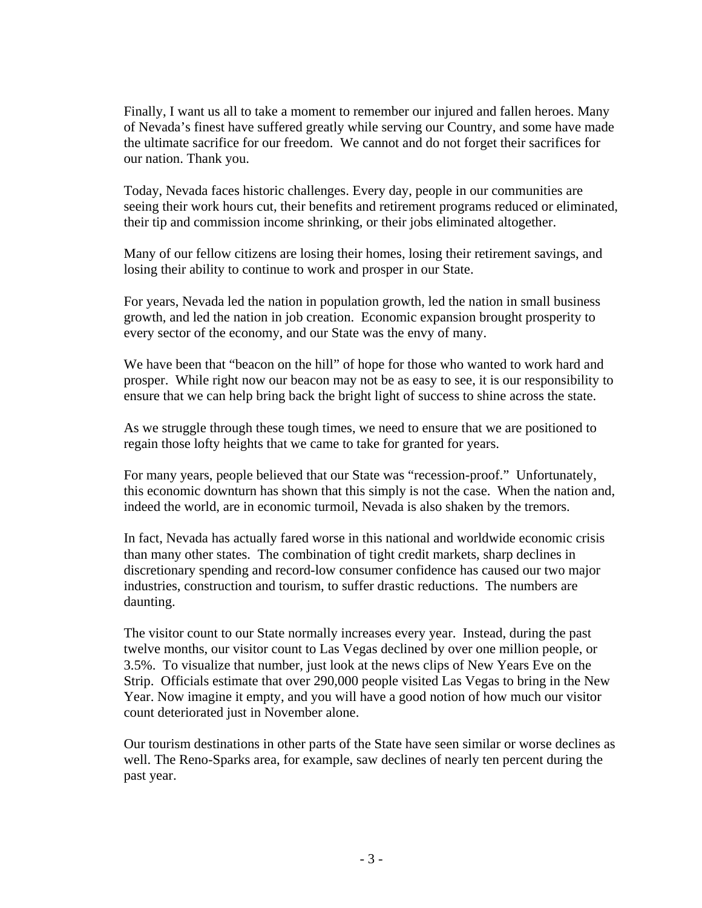Finally, I want us all to take a moment to remember our injured and fallen heroes. Many of Nevada's finest have suffered greatly while serving our Country, and some have made the ultimate sacrifice for our freedom. We cannot and do not forget their sacrifices for our nation. Thank you.

Today, Nevada faces historic challenges. Every day, people in our communities are seeing their work hours cut, their benefits and retirement programs reduced or eliminated, their tip and commission income shrinking, or their jobs eliminated altogether.

Many of our fellow citizens are losing their homes, losing their retirement savings, and losing their ability to continue to work and prosper in our State.

For years, Nevada led the nation in population growth, led the nation in small business growth, and led the nation in job creation. Economic expansion brought prosperity to every sector of the economy, and our State was the envy of many.

We have been that "beacon on the hill" of hope for those who wanted to work hard and prosper. While right now our beacon may not be as easy to see, it is our responsibility to ensure that we can help bring back the bright light of success to shine across the state.

As we struggle through these tough times, we need to ensure that we are positioned to regain those lofty heights that we came to take for granted for years.

For many years, people believed that our State was "recession-proof." Unfortunately, this economic downturn has shown that this simply is not the case. When the nation and, indeed the world, are in economic turmoil, Nevada is also shaken by the tremors.

In fact, Nevada has actually fared worse in this national and worldwide economic crisis than many other states. The combination of tight credit markets, sharp declines in discretionary spending and record-low consumer confidence has caused our two major industries, construction and tourism, to suffer drastic reductions. The numbers are daunting.

The visitor count to our State normally increases every year. Instead, during the past twelve months, our visitor count to Las Vegas declined by over one million people, or 3.5%. To visualize that number, just look at the news clips of New Years Eve on the Strip. Officials estimate that over 290,000 people visited Las Vegas to bring in the New Year. Now imagine it empty, and you will have a good notion of how much our visitor count deteriorated just in November alone.

Our tourism destinations in other parts of the State have seen similar or worse declines as well. The Reno-Sparks area, for example, saw declines of nearly ten percent during the past year.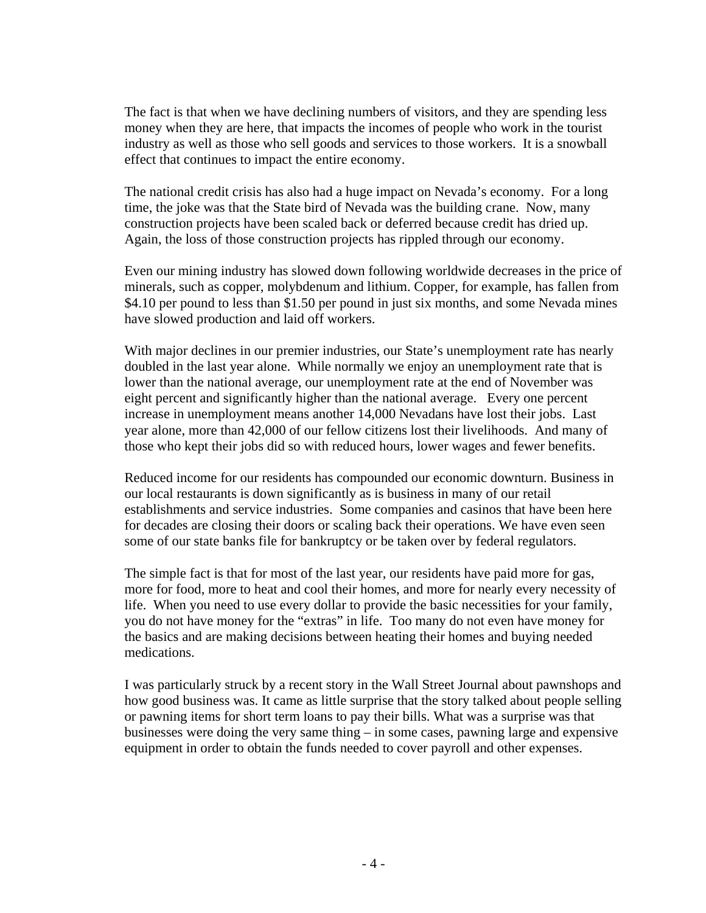The fact is that when we have declining numbers of visitors, and they are spending less money when they are here, that impacts the incomes of people who work in the tourist industry as well as those who sell goods and services to those workers. It is a snowball effect that continues to impact the entire economy.

The national credit crisis has also had a huge impact on Nevada's economy. For a long time, the joke was that the State bird of Nevada was the building crane. Now, many construction projects have been scaled back or deferred because credit has dried up. Again, the loss of those construction projects has rippled through our economy.

Even our mining industry has slowed down following worldwide decreases in the price of minerals, such as copper, molybdenum and lithium. Copper, for example, has fallen from $4.10 per pound to less than $1.50 per pound in just six months, and some Nevada mines have slowed production and laid off workers.

With major declines in our premier industries, our State's unemployment rate has nearly doubled in the last year alone. While normally we enjoy an unemployment rate that is lower than the national average, our unemployment rate at the end of November was eight percent and significantly higher than the national average. Every one percent increase in unemployment means another 14,000 Nevadans have lost their jobs. Last year alone, more than 42,000 of our fellow citizens lost their livelihoods. And many of those who kept their jobs did so with reduced hours, lower wages and fewer benefits.

Reduced income for our residents has compounded our economic downturn. Business in our local restaurants is down significantly as is business in many of our retail establishments and service industries. Some companies and casinos that have been here for decades are closing their doors or scaling back their operations. We have even seen some of our state banks file for bankruptcy or be taken over by federal regulators.

The simple fact is that for most of the last year, our residents have paid more for gas, more for food, more to heat and cool their homes, and more for nearly every necessity of life. When you need to use every dollar to provide the basic necessities for your family, you do not have money for the "extras" in life. Too many do not even have money for the basics and are making decisions between heating their homes and buying needed medications.

I was particularly struck by a recent story in the Wall Street Journal about pawnshops and how good business was. It came as little surprise that the story talked about people selling or pawning items for short term loans to pay their bills. What was a surprise was that businesses were doing the very same thing – in some cases, pawning large and expensive equipment in order to obtain the funds needed to cover payroll and other expenses.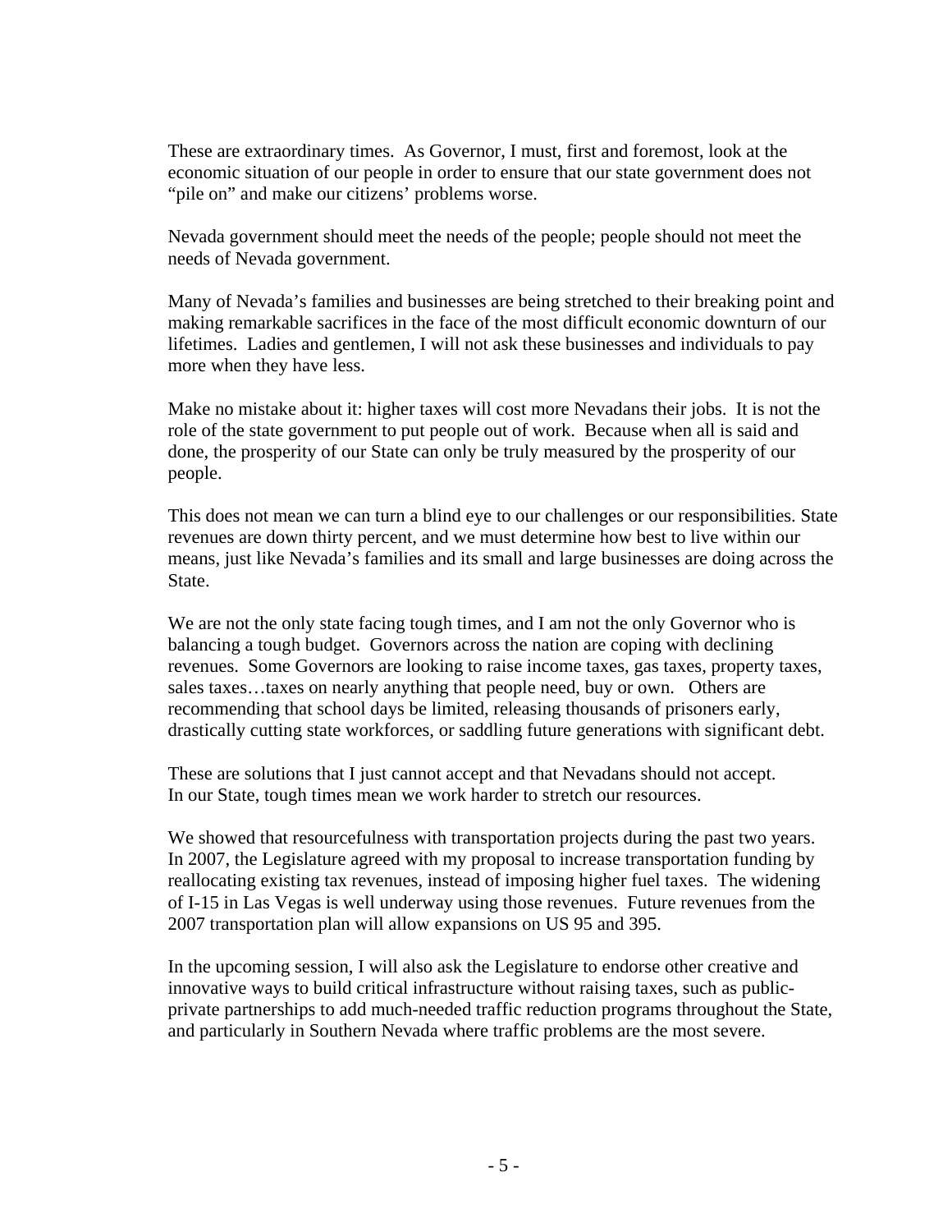These are extraordinary times. As Governor, I must, first and foremost, look at the economic situation of our people in order to ensure that our state government does not "pile on" and make our citizens' problems worse.

Nevada government should meet the needs of the people; people should not meet the needs of Nevada government.

Many of Nevada's families and businesses are being stretched to their breaking point and making remarkable sacrifices in the face of the most difficult economic downturn of our lifetimes. Ladies and gentlemen, I will not ask these businesses and individuals to pay more when they have less.

Make no mistake about it: higher taxes will cost more Nevadans their jobs. It is not the role of the state government to put people out of work. Because when all is said and done, the prosperity of our State can only be truly measured by the prosperity of our people.

This does not mean we can turn a blind eye to our challenges or our responsibilities. State revenues are down thirty percent, and we must determine how best to live within our means, just like Nevada's families and its small and large businesses are doing across the State.

We are not the only state facing tough times, and I am not the only Governor who is balancing a tough budget. Governors across the nation are coping with declining revenues. Some Governors are looking to raise income taxes, gas taxes, property taxes, sales taxes…taxes on nearly anything that people need, buy or own. Others are recommending that school days be limited, releasing thousands of prisoners early, drastically cutting state workforces, or saddling future generations with significant debt.

These are solutions that I just cannot accept and that Nevadans should not accept. In our State, tough times mean we work harder to stretch our resources.

We showed that resourcefulness with transportation projects during the past two years. In 2007, the Legislature agreed with my proposal to increase transportation funding by reallocating existing tax revenues, instead of imposing higher fuel taxes. The widening of I-15 in Las Vegas is well underway using those revenues. Future revenues from the 2007 transportation plan will allow expansions on US 95 and 395.

In the upcoming session, I will also ask the Legislature to endorse other creative and innovative ways to build critical infrastructure without raising taxes, such as public-private partnerships to add much-needed traffic reduction programs throughout the State, and particularly in Southern Nevada where traffic problems are the most severe.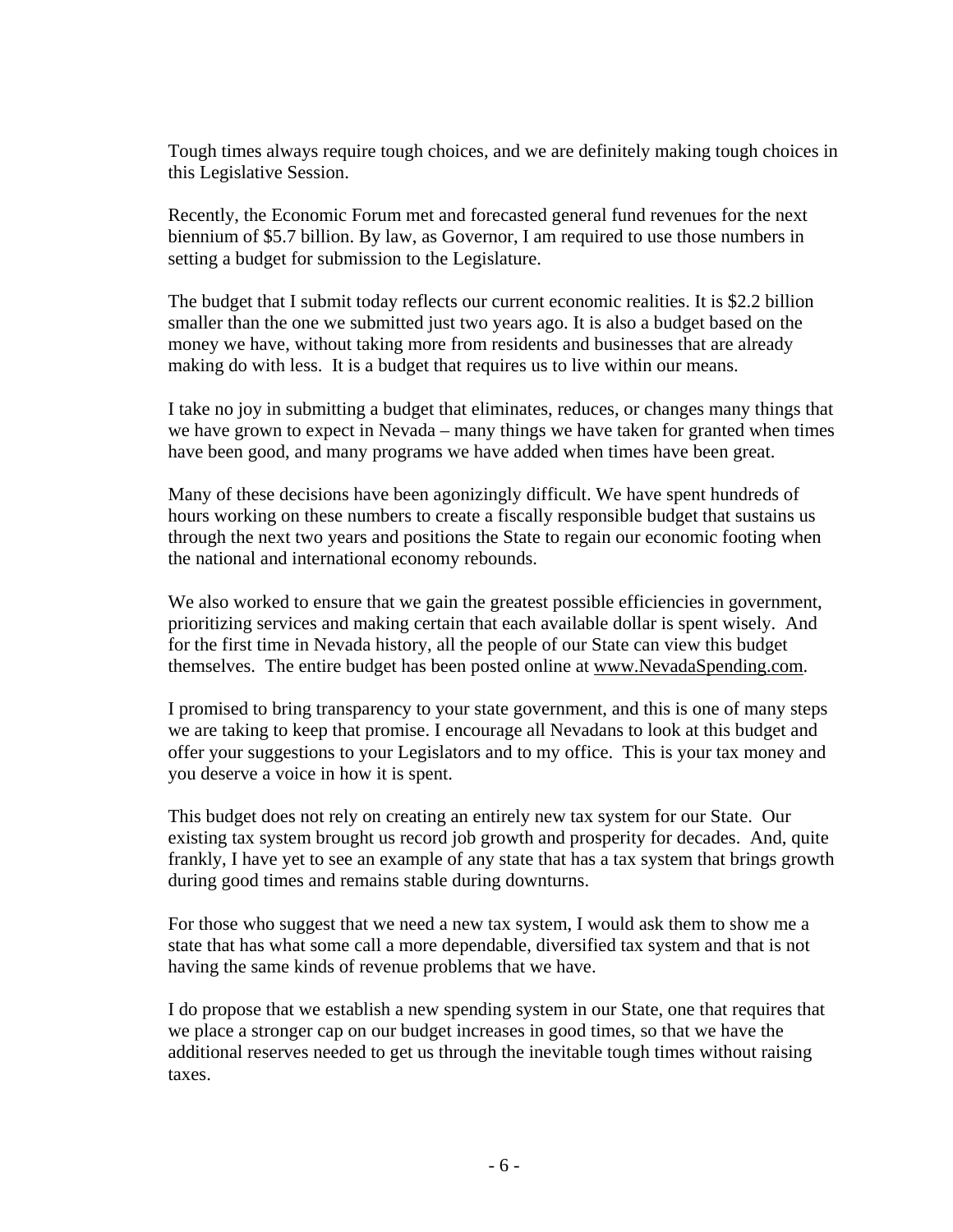Tough times always require tough choices, and we are definitely making tough choices in this Legislative Session.

Recently, the Economic Forum met and forecasted general fund revenues for the next biennium of $5.7 billion. By law, as Governor, I am required to use those numbers in setting a budget for submission to the Legislature.

The budget that I submit today reflects our current economic realities. It is $2.2 billion smaller than the one we submitted just two years ago. It is also a budget based on the money we have, without taking more from residents and businesses that are already making do with less. It is a budget that requires us to live within our means.

I take no joy in submitting a budget that eliminates, reduces, or changes many things that we have grown to expect in Nevada – many things we have taken for granted when times have been good, and many programs we have added when times have been great.

Many of these decisions have been agonizingly difficult. We have spent hundreds of hours working on these numbers to create a fiscally responsible budget that sustains us through the next two years and positions the State to regain our economic footing when the national and international economy rebounds.

We also worked to ensure that we gain the greatest possible efficiencies in government, prioritizing services and making certain that each available dollar is spent wisely. And for the first time in Nevada history, all the people of our State can view this budget themselves. The entire budget has been posted online at www.NevadaSpending.com.

I promised to bring transparency to your state government, and this is one of many steps we are taking to keep that promise. I encourage all Nevadans to look at this budget and offer your suggestions to your Legislators and to my office. This is your tax money and you deserve a voice in how it is spent.

This budget does not rely on creating an entirely new tax system for our State. Our existing tax system brought us record job growth and prosperity for decades. And, quite frankly, I have yet to see an example of any state that has a tax system that brings growth during good times and remains stable during downturns.

For those who suggest that we need a new tax system, I would ask them to show me a state that has what some call a more dependable, diversified tax system and that is not having the same kinds of revenue problems that we have.

I do propose that we establish a new spending system in our State, one that requires that we place a stronger cap on our budget increases in good times, so that we have the additional reserves needed to get us through the inevitable tough times without raising taxes.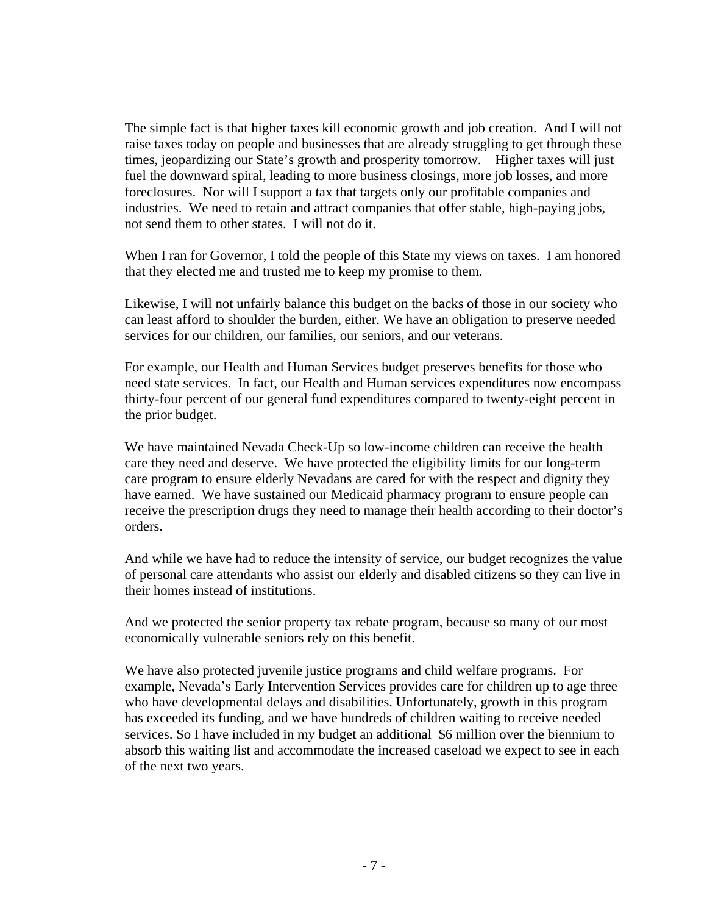The simple fact is that higher taxes kill economic growth and job creation. And I will not raise taxes today on people and businesses that are already struggling to get through these times, jeopardizing our State's growth and prosperity tomorrow. Higher taxes will just fuel the downward spiral, leading to more business closings, more job losses, and more foreclosures. Nor will I support a tax that targets only our profitable companies and industries. We need to retain and attract companies that offer stable, high-paying jobs, not send them to other states. I will not do it.

When I ran for Governor, I told the people of this State my views on taxes. I am honored that they elected me and trusted me to keep my promise to them.

Likewise, I will not unfairly balance this budget on the backs of those in our society who can least afford to shoulder the burden, either. We have an obligation to preserve needed services for our children, our families, our seniors, and our veterans.

For example, our Health and Human Services budget preserves benefits for those who need state services. In fact, our Health and Human services expenditures now encompass thirty-four percent of our general fund expenditures compared to twenty-eight percent in the prior budget.

We have maintained Nevada Check-Up so low-income children can receive the health care they need and deserve. We have protected the eligibility limits for our long-term care program to ensure elderly Nevadans are cared for with the respect and dignity they have earned. We have sustained our Medicaid pharmacy program to ensure people can receive the prescription drugs they need to manage their health according to their doctor's orders.

And while we have had to reduce the intensity of service, our budget recognizes the value of personal care attendants who assist our elderly and disabled citizens so they can live in their homes instead of institutions.

And we protected the senior property tax rebate program, because so many of our most economically vulnerable seniors rely on this benefit.

We have also protected juvenile justice programs and child welfare programs. For example, Nevada's Early Intervention Services provides care for children up to age three who have developmental delays and disabilities. Unfortunately, growth in this program has exceeded its funding, and we have hundreds of children waiting to receive needed services. So I have included in my budget an additional $6 million over the biennium to absorb this waiting list and accommodate the increased caseload we expect to see in each of the next two years.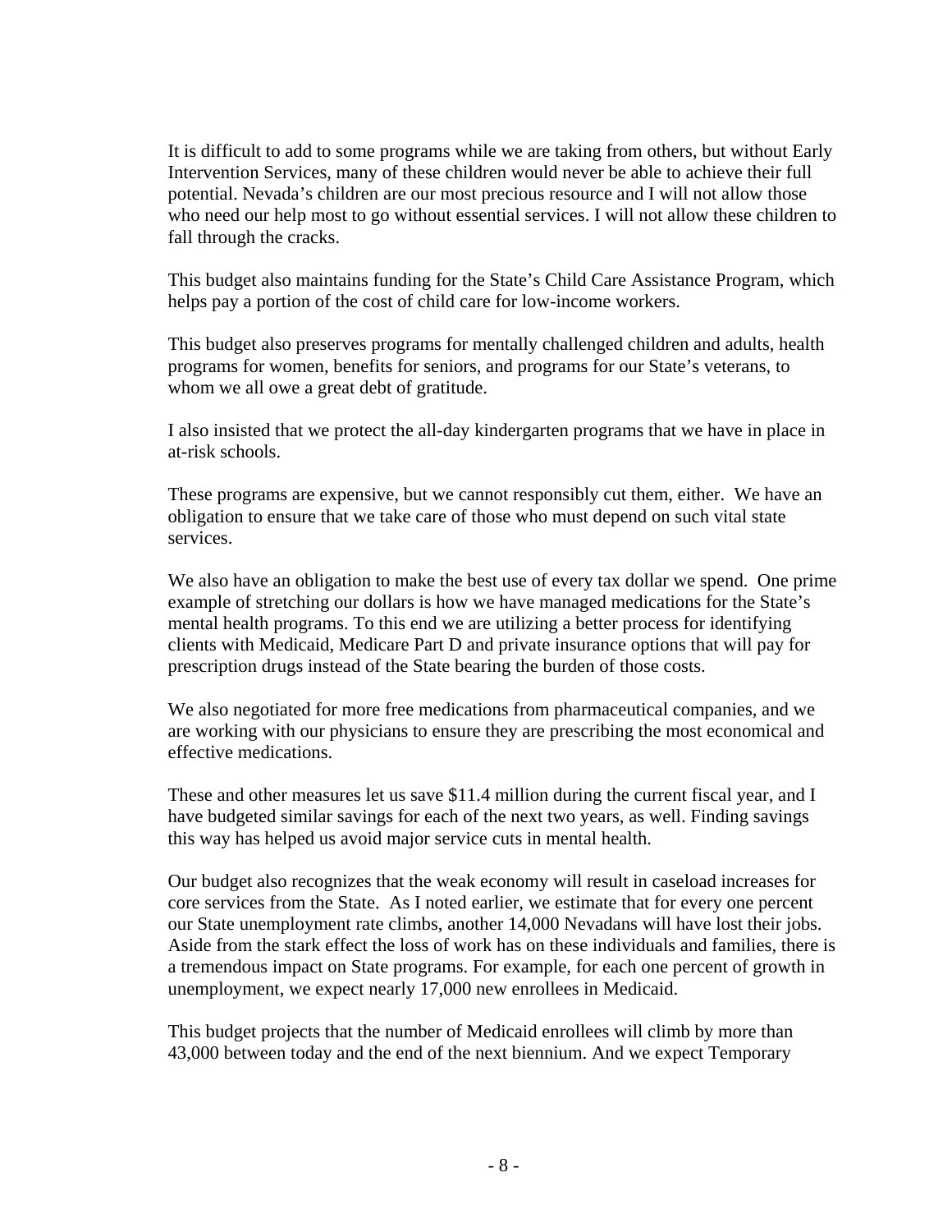It is difficult to add to some programs while we are taking from others, but without Early Intervention Services, many of these children would never be able to achieve their full potential. Nevada's children are our most precious resource and I will not allow those who need our help most to go without essential services. I will not allow these children to fall through the cracks.

This budget also maintains funding for the State's Child Care Assistance Program, which helps pay a portion of the cost of child care for low-income workers.

This budget also preserves programs for mentally challenged children and adults, health programs for women, benefits for seniors, and programs for our State's veterans, to whom we all owe a great debt of gratitude.

I also insisted that we protect the all-day kindergarten programs that we have in place in at-risk schools.

These programs are expensive, but we cannot responsibly cut them, either. We have an obligation to ensure that we take care of those who must depend on such vital state services.

We also have an obligation to make the best use of every tax dollar we spend. One prime example of stretching our dollars is how we have managed medications for the State's mental health programs. To this end we are utilizing a better process for identifying clients with Medicaid, Medicare Part D and private insurance options that will pay for prescription drugs instead of the State bearing the burden of those costs.

We also negotiated for more free medications from pharmaceutical companies, and we are working with our physicians to ensure they are prescribing the most economical and effective medications.

These and other measures let us save $11.4 million during the current fiscal year, and I have budgeted similar savings for each of the next two years, as well. Finding savings this way has helped us avoid major service cuts in mental health.

Our budget also recognizes that the weak economy will result in caseload increases for core services from the State. As I noted earlier, we estimate that for every one percent our State unemployment rate climbs, another 14,000 Nevadans will have lost their jobs. Aside from the stark effect the loss of work has on these individuals and families, there is a tremendous impact on State programs. For example, for each one percent of growth in unemployment, we expect nearly 17,000 new enrollees in Medicaid.

This budget projects that the number of Medicaid enrollees will climb by more than 43,000 between today and the end of the next biennium. And we expect Temporary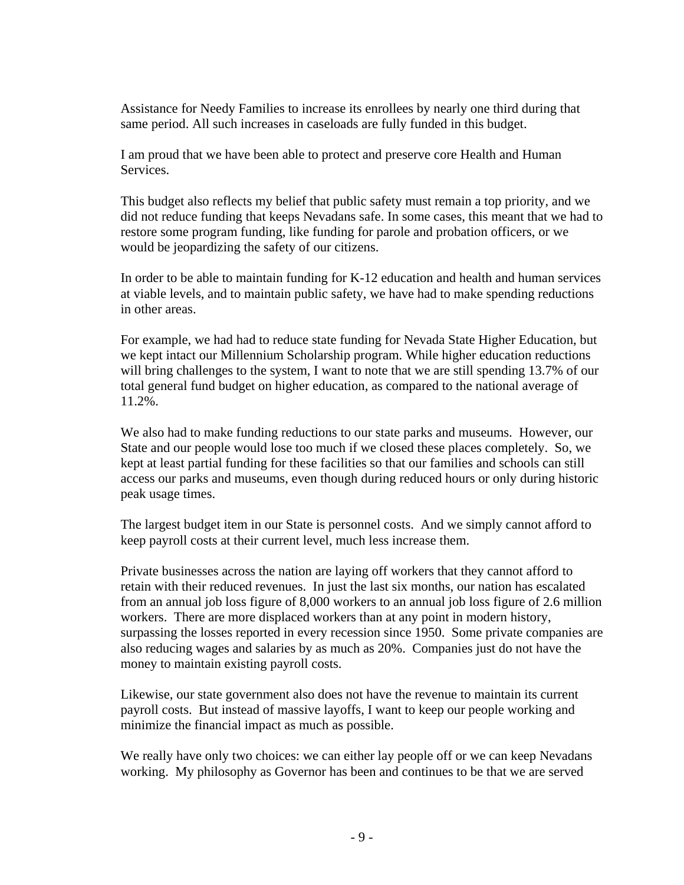Assistance for Needy Families to increase its enrollees by nearly one third during that same period. All such increases in caseloads are fully funded in this budget.

I am proud that we have been able to protect and preserve core Health and Human Services.

This budget also reflects my belief that public safety must remain a top priority, and we did not reduce funding that keeps Nevadans safe. In some cases, this meant that we had to restore some program funding, like funding for parole and probation officers, or we would be jeopardizing the safety of our citizens.

In order to be able to maintain funding for K-12 education and health and human services at viable levels, and to maintain public safety, we have had to make spending reductions in other areas.

For example, we had had to reduce state funding for Nevada State Higher Education, but we kept intact our Millennium Scholarship program. While higher education reductions will bring challenges to the system, I want to note that we are still spending 13.7% of our total general fund budget on higher education, as compared to the national average of 11.2%.

We also had to make funding reductions to our state parks and museums. However, our State and our people would lose too much if we closed these places completely. So, we kept at least partial funding for these facilities so that our families and schools can still access our parks and museums, even though during reduced hours or only during historic peak usage times.

The largest budget item in our State is personnel costs. And we simply cannot afford to keep payroll costs at their current level, much less increase them.

Private businesses across the nation are laying off workers that they cannot afford to retain with their reduced revenues. In just the last six months, our nation has escalated from an annual job loss figure of 8,000 workers to an annual job loss figure of 2.6 million workers. There are more displaced workers than at any point in modern history, surpassing the losses reported in every recession since 1950. Some private companies are also reducing wages and salaries by as much as 20%. Companies just do not have the money to maintain existing payroll costs.

Likewise, our state government also does not have the revenue to maintain its current payroll costs. But instead of massive layoffs, I want to keep our people working and minimize the financial impact as much as possible.

We really have only two choices: we can either lay people off or we can keep Nevadans working. My philosophy as Governor has been and continues to be that we are served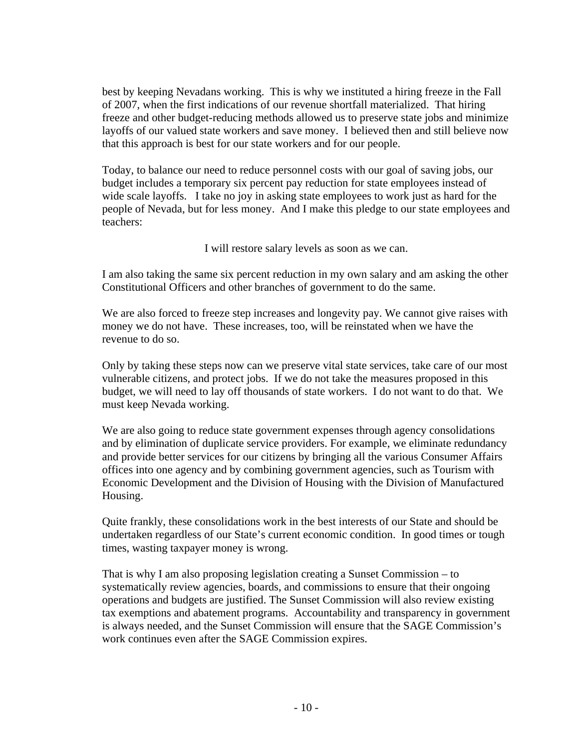best by keeping Nevadans working. This is why we instituted a hiring freeze in the Fall of 2007, when the first indications of our revenue shortfall materialized. That hiring freeze and other budget-reducing methods allowed us to preserve state jobs and minimize layoffs of our valued state workers and save money. I believed then and still believe now that this approach is best for our state workers and for our people.

Today, to balance our need to reduce personnel costs with our goal of saving jobs, our budget includes a temporary six percent pay reduction for state employees instead of wide scale layoffs. I take no joy in asking state employees to work just as hard for the people of Nevada, but for less money. And I make this pledge to our state employees and teachers:

I will restore salary levels as soon as we can.

I am also taking the same six percent reduction in my own salary and am asking the other Constitutional Officers and other branches of government to do the same.

We are also forced to freeze step increases and longevity pay. We cannot give raises with money we do not have. These increases, too, will be reinstated when we have the revenue to do so.

Only by taking these steps now can we preserve vital state services, take care of our most vulnerable citizens, and protect jobs. If we do not take the measures proposed in this budget, we will need to lay off thousands of state workers. I do not want to do that. We must keep Nevada working.

We are also going to reduce state government expenses through agency consolidations and by elimination of duplicate service providers. For example, we eliminate redundancy and provide better services for our citizens by bringing all the various Consumer Affairs offices into one agency and by combining government agencies, such as Tourism with Economic Development and the Division of Housing with the Division of Manufactured Housing.

Quite frankly, these consolidations work in the best interests of our State and should be undertaken regardless of our State's current economic condition. In good times or tough times, wasting taxpayer money is wrong.

That is why I am also proposing legislation creating a Sunset Commission – to systematically review agencies, boards, and commissions to ensure that their ongoing operations and budgets are justified. The Sunset Commission will also review existing tax exemptions and abatement programs. Accountability and transparency in government is always needed, and the Sunset Commission will ensure that the SAGE Commission's work continues even after the SAGE Commission expires.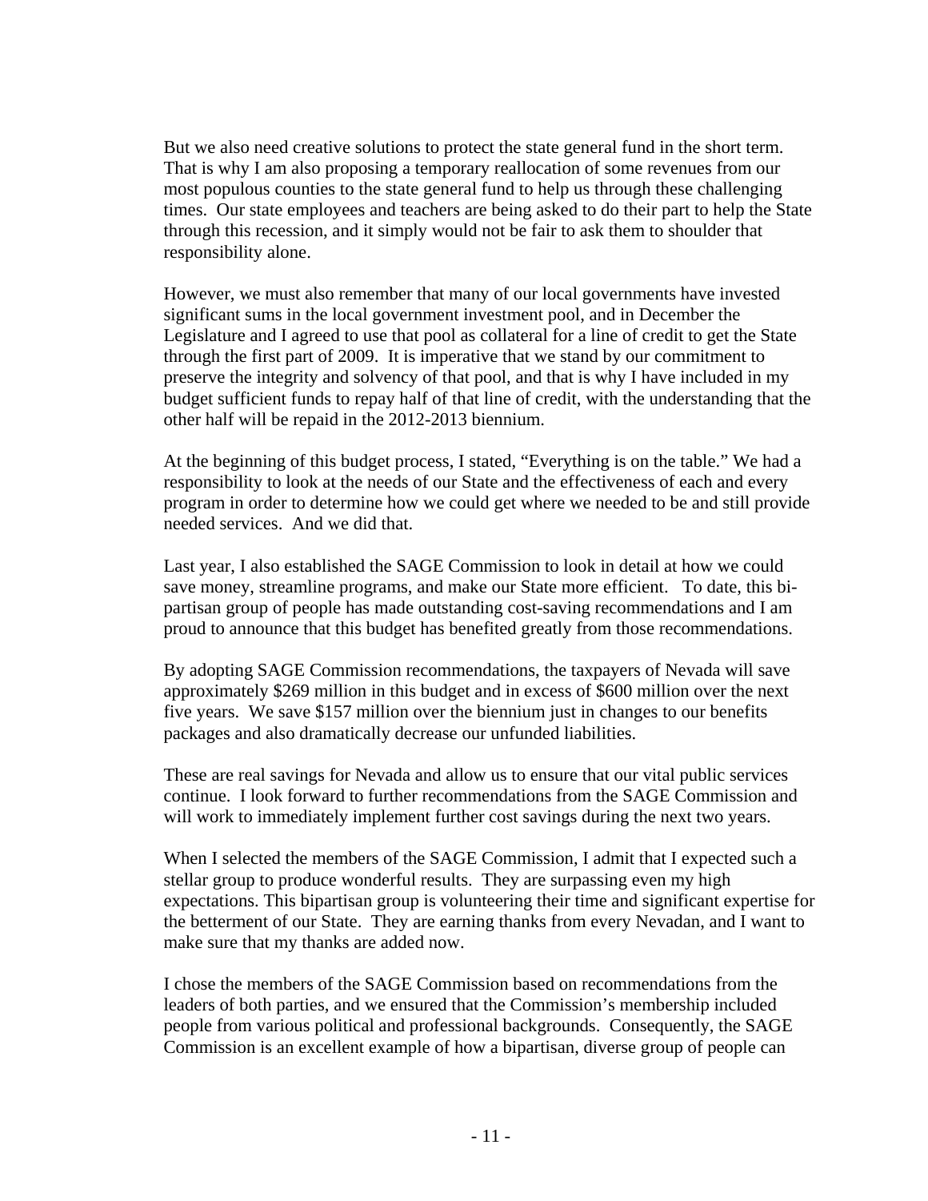But we also need creative solutions to protect the state general fund in the short term. That is why I am also proposing a temporary reallocation of some revenues from our most populous counties to the state general fund to help us through these challenging times. Our state employees and teachers are being asked to do their part to help the State through this recession, and it simply would not be fair to ask them to shoulder that responsibility alone.

However, we must also remember that many of our local governments have invested significant sums in the local government investment pool, and in December the Legislature and I agreed to use that pool as collateral for a line of credit to get the State through the first part of 2009. It is imperative that we stand by our commitment to preserve the integrity and solvency of that pool, and that is why I have included in my budget sufficient funds to repay half of that line of credit, with the understanding that the other half will be repaid in the 2012-2013 biennium.

At the beginning of this budget process, I stated, "Everything is on the table." We had a responsibility to look at the needs of our State and the effectiveness of each and every program in order to determine how we could get where we needed to be and still provide needed services. And we did that.

Last year, I also established the SAGE Commission to look in detail at how we could save money, streamline programs, and make our State more efficient. To date, this bi-partisan group of people has made outstanding cost-saving recommendations and I am proud to announce that this budget has benefited greatly from those recommendations.

By adopting SAGE Commission recommendations, the taxpayers of Nevada will save approximately $269 million in this budget and in excess of $600 million over the next five years. We save $157 million over the biennium just in changes to our benefits packages and also dramatically decrease our unfunded liabilities.

These are real savings for Nevada and allow us to ensure that our vital public services continue. I look forward to further recommendations from the SAGE Commission and will work to immediately implement further cost savings during the next two years.

When I selected the members of the SAGE Commission, I admit that I expected such a stellar group to produce wonderful results. They are surpassing even my high expectations. This bipartisan group is volunteering their time and significant expertise for the betterment of our State. They are earning thanks from every Nevadan, and I want to make sure that my thanks are added now.

I chose the members of the SAGE Commission based on recommendations from the leaders of both parties, and we ensured that the Commission's membership included people from various political and professional backgrounds. Consequently, the SAGE Commission is an excellent example of how a bipartisan, diverse group of people can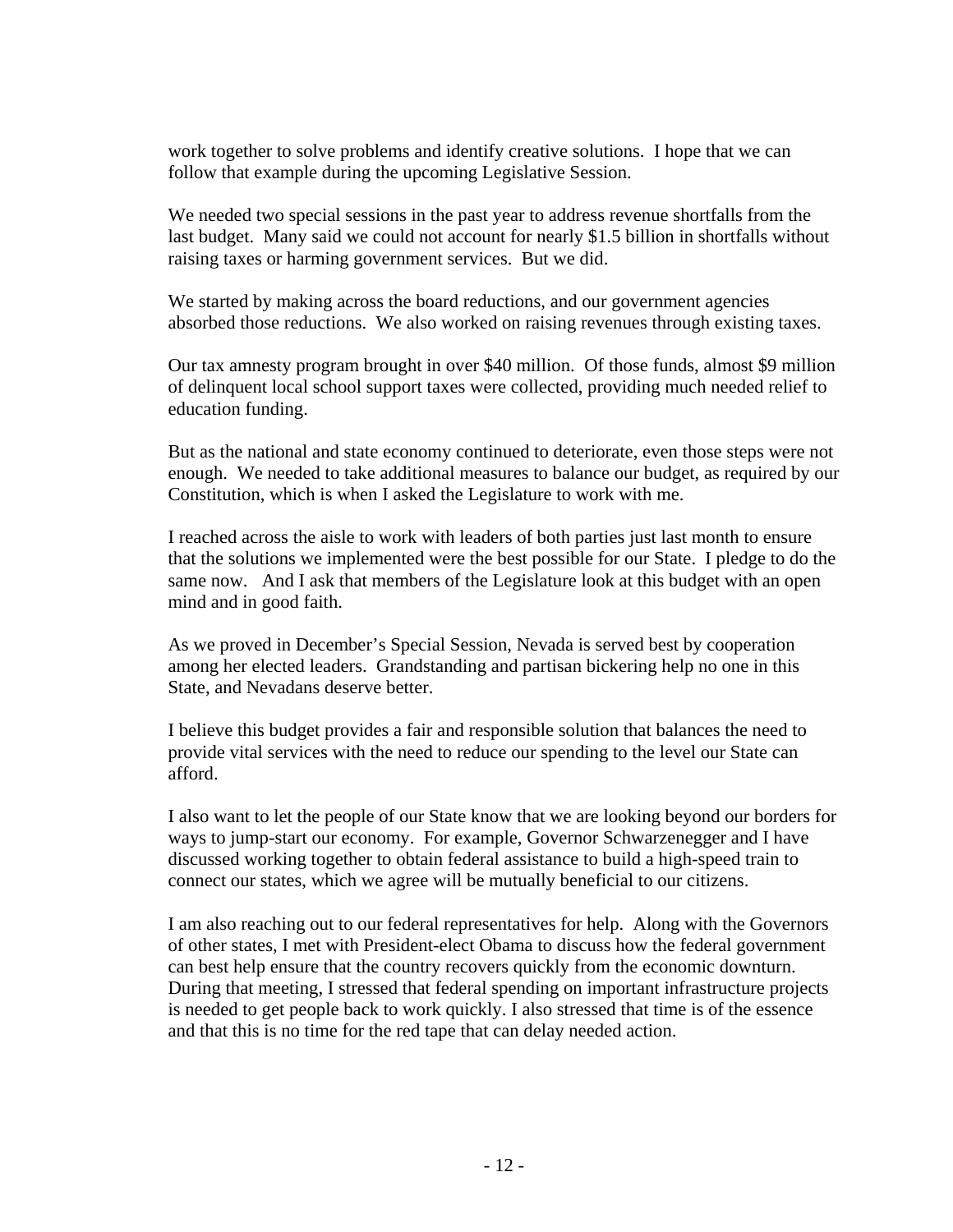work together to solve problems and identify creative solutions. I hope that we can follow that example during the upcoming Legislative Session.

We needed two special sessions in the past year to address revenue shortfalls from the last budget. Many said we could not account for nearly $1.5 billion in shortfalls without raising taxes or harming government services. But we did.

We started by making across the board reductions, and our government agencies absorbed those reductions. We also worked on raising revenues through existing taxes.

Our tax amnesty program brought in over $40 million. Of those funds, almost $9 million of delinquent local school support taxes were collected, providing much needed relief to education funding.

But as the national and state economy continued to deteriorate, even those steps were not enough. We needed to take additional measures to balance our budget, as required by our Constitution, which is when I asked the Legislature to work with me.

I reached across the aisle to work with leaders of both parties just last month to ensure that the solutions we implemented were the best possible for our State. I pledge to do the same now. And I ask that members of the Legislature look at this budget with an open mind and in good faith.

As we proved in December's Special Session, Nevada is served best by cooperation among her elected leaders. Grandstanding and partisan bickering help no one in this State, and Nevadans deserve better.

I believe this budget provides a fair and responsible solution that balances the need to provide vital services with the need to reduce our spending to the level our State can afford.

I also want to let the people of our State know that we are looking beyond our borders for ways to jump-start our economy. For example, Governor Schwarzenegger and I have discussed working together to obtain federal assistance to build a high-speed train to connect our states, which we agree will be mutually beneficial to our citizens.

I am also reaching out to our federal representatives for help. Along with the Governors of other states, I met with President-elect Obama to discuss how the federal government can best help ensure that the country recovers quickly from the economic downturn. During that meeting, I stressed that federal spending on important infrastructure projects is needed to get people back to work quickly. I also stressed that time is of the essence and that this is no time for the red tape that can delay needed action.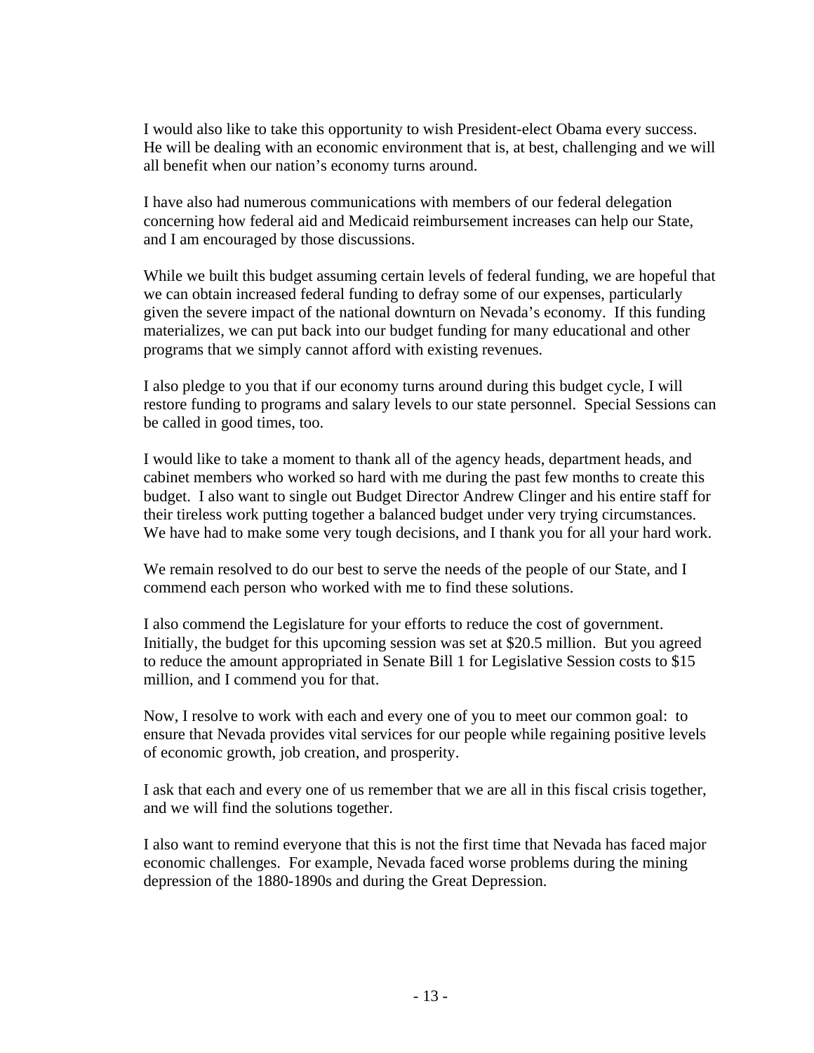I would also like to take this opportunity to wish President-elect Obama every success. He will be dealing with an economic environment that is, at best, challenging and we will all benefit when our nation's economy turns around.

I have also had numerous communications with members of our federal delegation concerning how federal aid and Medicaid reimbursement increases can help our State, and I am encouraged by those discussions.

While we built this budget assuming certain levels of federal funding, we are hopeful that we can obtain increased federal funding to defray some of our expenses, particularly given the severe impact of the national downturn on Nevada's economy. If this funding materializes, we can put back into our budget funding for many educational and other programs that we simply cannot afford with existing revenues.

I also pledge to you that if our economy turns around during this budget cycle, I will restore funding to programs and salary levels to our state personnel. Special Sessions can be called in good times, too.

I would like to take a moment to thank all of the agency heads, department heads, and cabinet members who worked so hard with me during the past few months to create this budget. I also want to single out Budget Director Andrew Clinger and his entire staff for their tireless work putting together a balanced budget under very trying circumstances. We have had to make some very tough decisions, and I thank you for all your hard work.

We remain resolved to do our best to serve the needs of the people of our State, and I commend each person who worked with me to find these solutions.

I also commend the Legislature for your efforts to reduce the cost of government. Initially, the budget for this upcoming session was set at $20.5 million. But you agreed to reduce the amount appropriated in Senate Bill 1 for Legislative Session costs to $15 million, and I commend you for that.

Now, I resolve to work with each and every one of you to meet our common goal: to ensure that Nevada provides vital services for our people while regaining positive levels of economic growth, job creation, and prosperity.

I ask that each and every one of us remember that we are all in this fiscal crisis together, and we will find the solutions together.

I also want to remind everyone that this is not the first time that Nevada has faced major economic challenges. For example, Nevada faced worse problems during the mining depression of the 1880-1890s and during the Great Depression.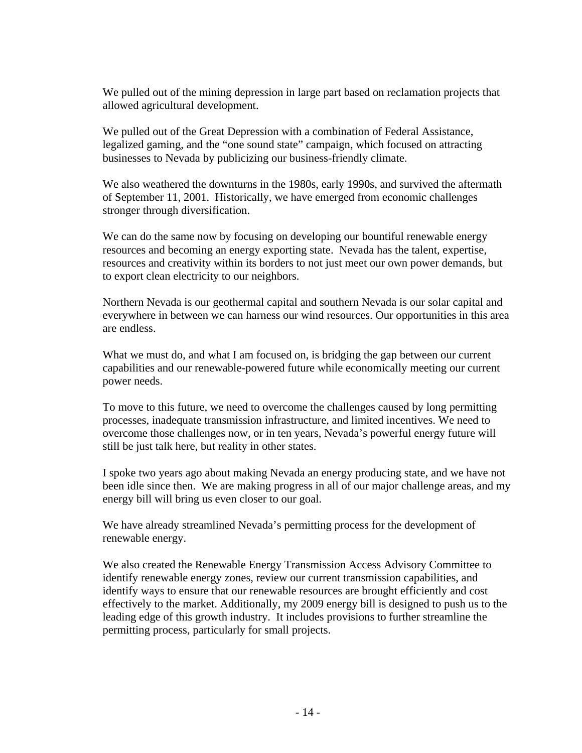We pulled out of the mining depression in large part based on reclamation projects that allowed agricultural development.

We pulled out of the Great Depression with a combination of Federal Assistance, legalized gaming, and the "one sound state" campaign, which focused on attracting businesses to Nevada by publicizing our business-friendly climate.

We also weathered the downturns in the 1980s, early 1990s, and survived the aftermath of September 11, 2001. Historically, we have emerged from economic challenges stronger through diversification.

We can do the same now by focusing on developing our bountiful renewable energy resources and becoming an energy exporting state. Nevada has the talent, expertise, resources and creativity within its borders to not just meet our own power demands, but to export clean electricity to our neighbors.

Northern Nevada is our geothermal capital and southern Nevada is our solar capital and everywhere in between we can harness our wind resources. Our opportunities in this area are endless.

What we must do, and what I am focused on, is bridging the gap between our current capabilities and our renewable-powered future while economically meeting our current power needs.

To move to this future, we need to overcome the challenges caused by long permitting processes, inadequate transmission infrastructure, and limited incentives. We need to overcome those challenges now, or in ten years, Nevada's powerful energy future will still be just talk here, but reality in other states.

I spoke two years ago about making Nevada an energy producing state, and we have not been idle since then. We are making progress in all of our major challenge areas, and my energy bill will bring us even closer to our goal.

We have already streamlined Nevada's permitting process for the development of renewable energy.

We also created the Renewable Energy Transmission Access Advisory Committee to identify renewable energy zones, review our current transmission capabilities, and identify ways to ensure that our renewable resources are brought efficiently and cost effectively to the market. Additionally, my 2009 energy bill is designed to push us to the leading edge of this growth industry. It includes provisions to further streamline the permitting process, particularly for small projects.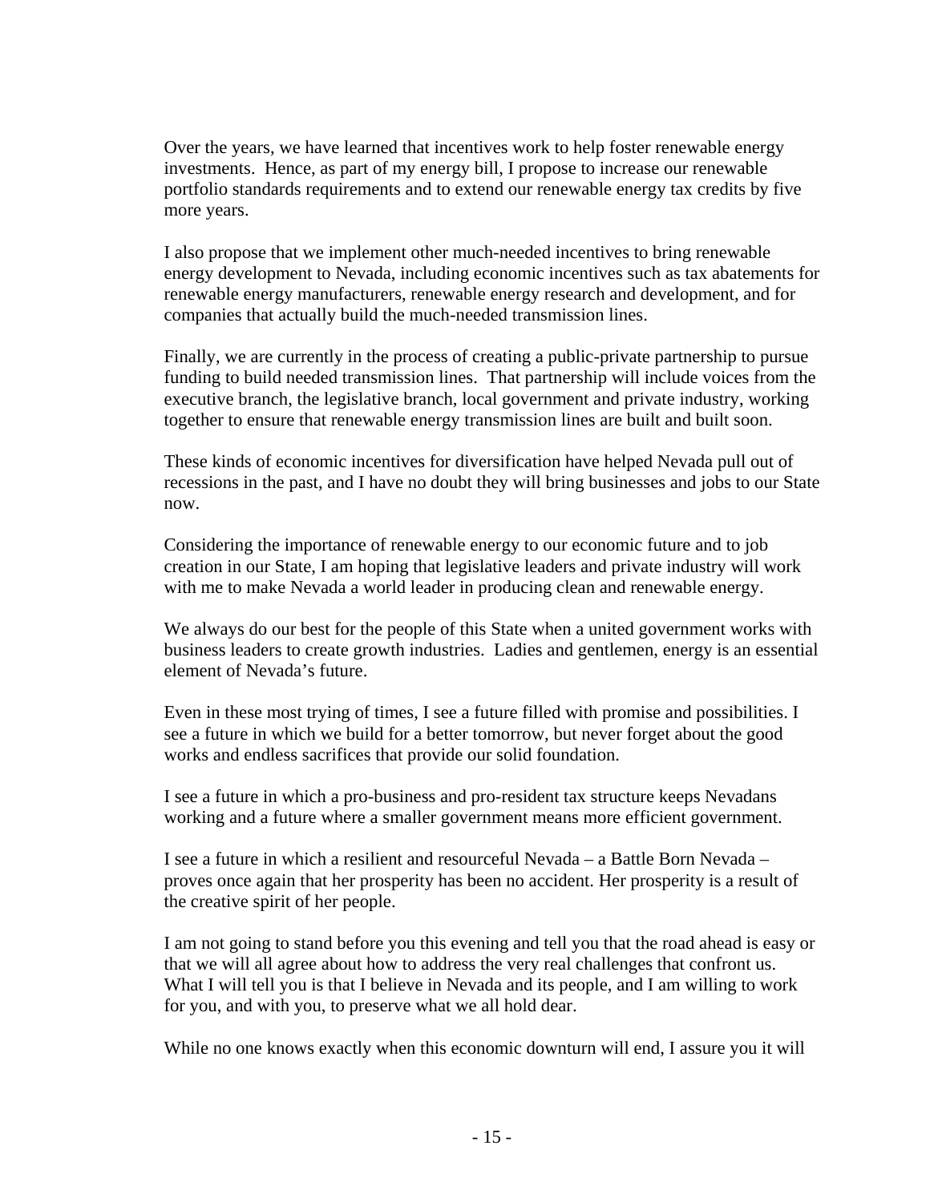Over the years, we have learned that incentives work to help foster renewable energy investments. Hence, as part of my energy bill, I propose to increase our renewable portfolio standards requirements and to extend our renewable energy tax credits by five more years.

I also propose that we implement other much-needed incentives to bring renewable energy development to Nevada, including economic incentives such as tax abatements for renewable energy manufacturers, renewable energy research and development, and for companies that actually build the much-needed transmission lines.

Finally, we are currently in the process of creating a public-private partnership to pursue funding to build needed transmission lines. That partnership will include voices from the executive branch, the legislative branch, local government and private industry, working together to ensure that renewable energy transmission lines are built and built soon.

These kinds of economic incentives for diversification have helped Nevada pull out of recessions in the past, and I have no doubt they will bring businesses and jobs to our State now.

Considering the importance of renewable energy to our economic future and to job creation in our State, I am hoping that legislative leaders and private industry will work with me to make Nevada a world leader in producing clean and renewable energy.

We always do our best for the people of this State when a united government works with business leaders to create growth industries. Ladies and gentlemen, energy is an essential element of Nevada's future.

Even in these most trying of times, I see a future filled with promise and possibilities. I see a future in which we build for a better tomorrow, but never forget about the good works and endless sacrifices that provide our solid foundation.

I see a future in which a pro-business and pro-resident tax structure keeps Nevadans working and a future where a smaller government means more efficient government.

I see a future in which a resilient and resourceful Nevada – a Battle Born Nevada – proves once again that her prosperity has been no accident. Her prosperity is a result of the creative spirit of her people.

I am not going to stand before you this evening and tell you that the road ahead is easy or that we will all agree about how to address the very real challenges that confront us. What I will tell you is that I believe in Nevada and its people, and I am willing to work for you, and with you, to preserve what we all hold dear.

While no one knows exactly when this economic downturn will end, I assure you it will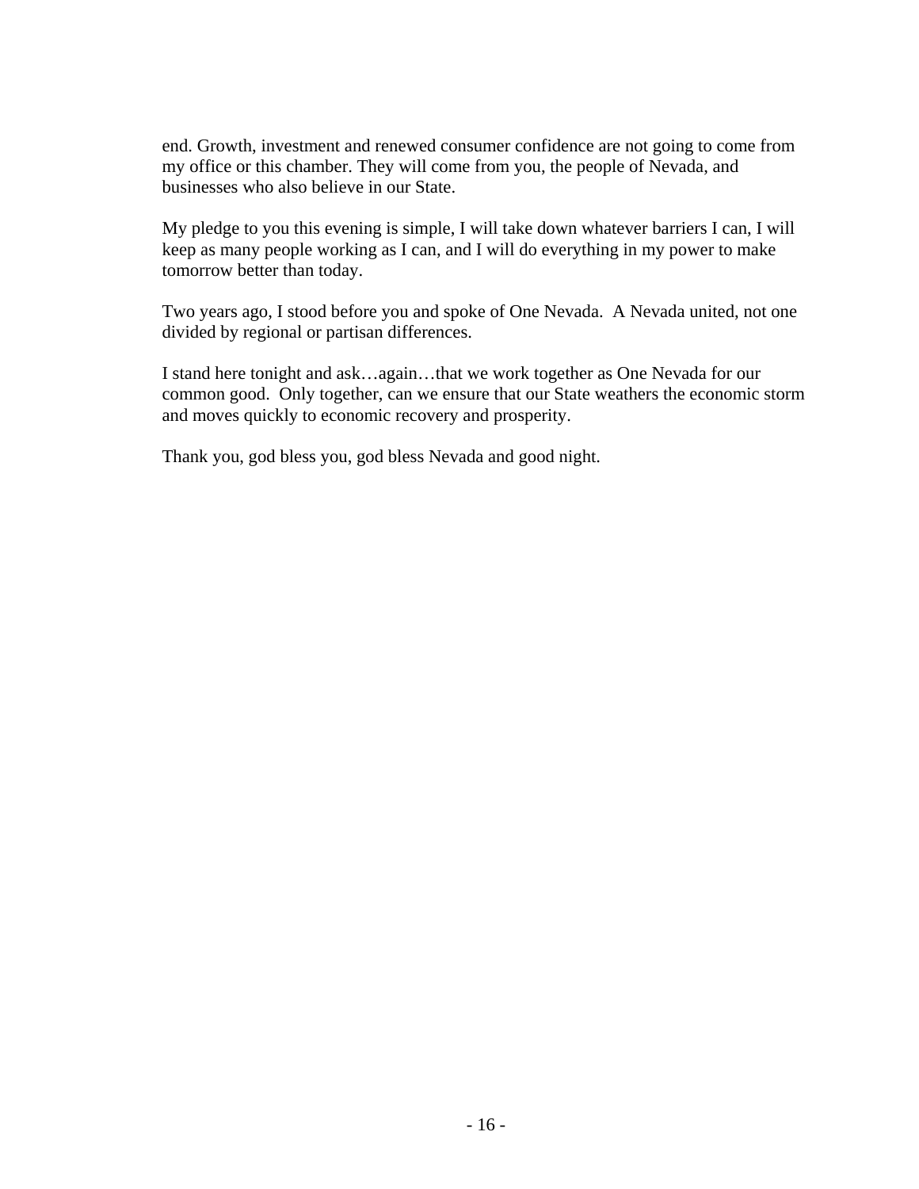end. Growth, investment and renewed consumer confidence are not going to come from my office or this chamber. They will come from you, the people of Nevada, and businesses who also believe in our State.

My pledge to you this evening is simple, I will take down whatever barriers I can, I will keep as many people working as I can, and I will do everything in my power to make tomorrow better than today.

Two years ago, I stood before you and spoke of One Nevada. A Nevada united, not one divided by regional or partisan differences.

I stand here tonight and ask…again…that we work together as One Nevada for our common good. Only together, can we ensure that our State weathers the economic storm and moves quickly to economic recovery and prosperity.

Thank you, god bless you, god bless Nevada and good night.